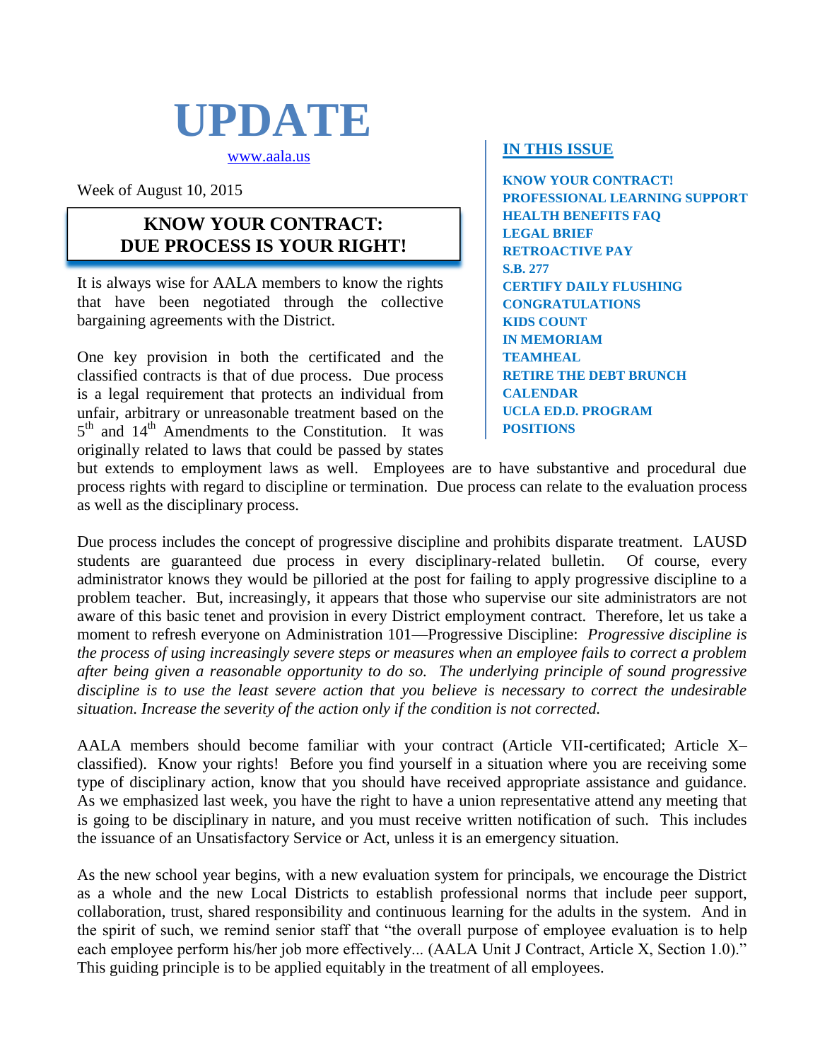# UPDATE

www.aala.us

Week of August 10, 2015

## IN THIS ISSUE

- KNOW YOUR CONTRACT!
- PROFESSIONAL LEARNING SUPPORT
- HEALTH BENEFITS FAQ
- LEGAL BRIEF
- RETROACTIVE PAY
- S.B. 277
- CERTIFY DAILY FLUSHING
- CONGRATULATIONS
- KIDS COUNT
- IN MEMORIAM
- TEAMHEAL
- RETIRE THE DEBT BRUNCH
- CALENDAR
- UCLA ED.D. PROGRAM
- POSITIONS

## KNOW YOUR CONTRACT: DUE PROCESS IS YOUR RIGHT!

It is always wise for AALA members to know the rights that have been negotiated through the collective bargaining agreements with the District.

One key provision in both the certificated and the classified contracts is that of due process. Due process is a legal requirement that protects an individual from unfair, arbitrary or unreasonable treatment based on the 5th and 14th Amendments to the Constitution. It was originally related to laws that could be passed by states but extends to employment laws as well. Employees are to have substantive and procedural due process rights with regard to discipline or termination. Due process can relate to the evaluation process as well as the disciplinary process.

Due process includes the concept of progressive discipline and prohibits disparate treatment. LAUSD students are guaranteed due process in every disciplinary-related bulletin. Of course, every administrator knows they would be pilloried at the post for failing to apply progressive discipline to a problem teacher. But, increasingly, it appears that those who supervise our site administrators are not aware of this basic tenet and provision in every District employment contract. Therefore, let us take a moment to refresh everyone on Administration 101—Progressive Discipline: *Progressive discipline is the process of using increasingly severe steps or measures when an employee fails to correct a problem after being given a reasonable opportunity to do so. The underlying principle of sound progressive discipline is to use the least severe action that you believe is necessary to correct the undesirable situation. Increase the severity of the action only if the condition is not corrected.*

AALA members should become familiar with your contract (Article VII-certificated; Article X–classified). Know your rights! Before you find yourself in a situation where you are receiving some type of disciplinary action, know that you should have received appropriate assistance and guidance. As we emphasized last week, you have the right to have a union representative attend any meeting that is going to be disciplinary in nature, and you must receive written notification of such. This includes the issuance of an Unsatisfactory Service or Act, unless it is an emergency situation.

As the new school year begins, with a new evaluation system for principals, we encourage the District as a whole and the new Local Districts to establish professional norms that include peer support, collaboration, trust, shared responsibility and continuous learning for the adults in the system. And in the spirit of such, we remind senior staff that "the overall purpose of employee evaluation is to help each employee perform his/her job more effectively... (AALA Unit J Contract, Article X, Section 1.0)." This guiding principle is to be applied equitably in the treatment of all employees.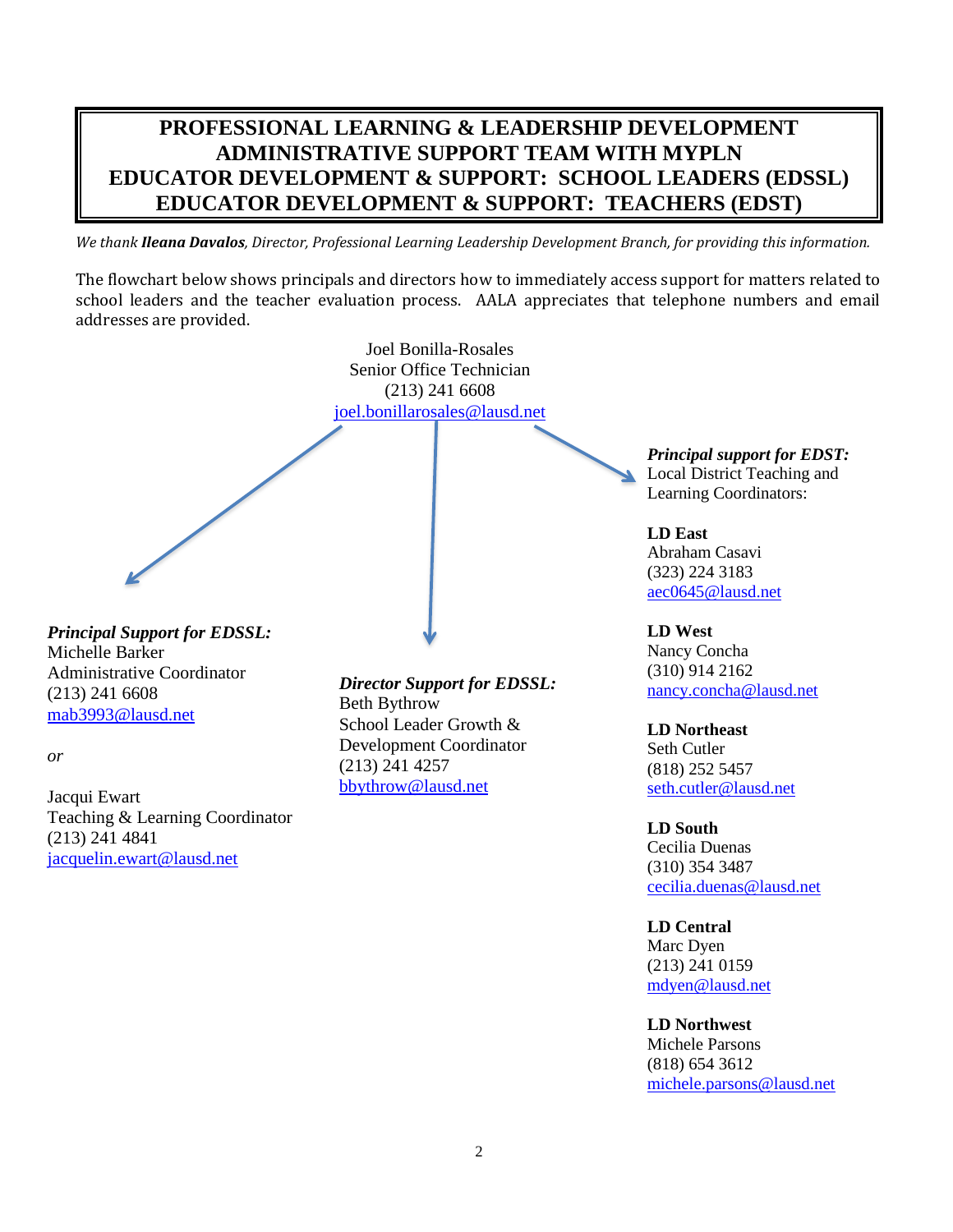# PROFESSIONAL LEARNING & LEADERSHIP DEVELOPMENT ADMINISTRATIVE SUPPORT TEAM WITH MYPLN EDUCATOR DEVELOPMENT & SUPPORT: SCHOOL LEADERS (EDSSL) EDUCATOR DEVELOPMENT & SUPPORT: TEACHERS (EDST)

*We thank **Ileana Davalos**, Director, Professional Learning Leadership Development Branch, for providing this information.*

The flowchart below shows principals and directors how to immediately access support for matters related to school leaders and the teacher evaluation process. AALA appreciates that telephone numbers and email addresses are provided.

Joel Bonilla-Rosales
Senior Office Technician
(213) 241 6608
joel.bonillarosales@lausd.net

***Principal Support for EDSSL:***
Michelle Barker
Administrative Coordinator
(213) 241 6608
mab3993@lausd.net

*or*

Jacqui Ewart
Teaching & Learning Coordinator
(213) 241 4841
jacquelin.ewart@lausd.net

***Director Support for EDSSL:***
Beth Bythrow
School Leader Growth & Development Coordinator
(213) 241 4257
bbythrow@lausd.net

***Principal support for EDST:***
Local District Teaching and Learning Coordinators:

**LD East**
Abraham Casavi
(323) 224 3183
aec0645@lausd.net

**LD West**
Nancy Concha
(310) 914 2162
nancy.concha@lausd.net

**LD Northeast**
Seth Cutler
(818) 252 5457
seth.cutler@lausd.net

**LD South**
Cecilia Duenas
(310) 354 3487
cecilia.duenas@lausd.net

**LD Central**
Marc Dyen
(213) 241 0159
mdyen@lausd.net

**LD Northwest**
Michele Parsons
(818) 654 3612
michele.parsons@lausd.net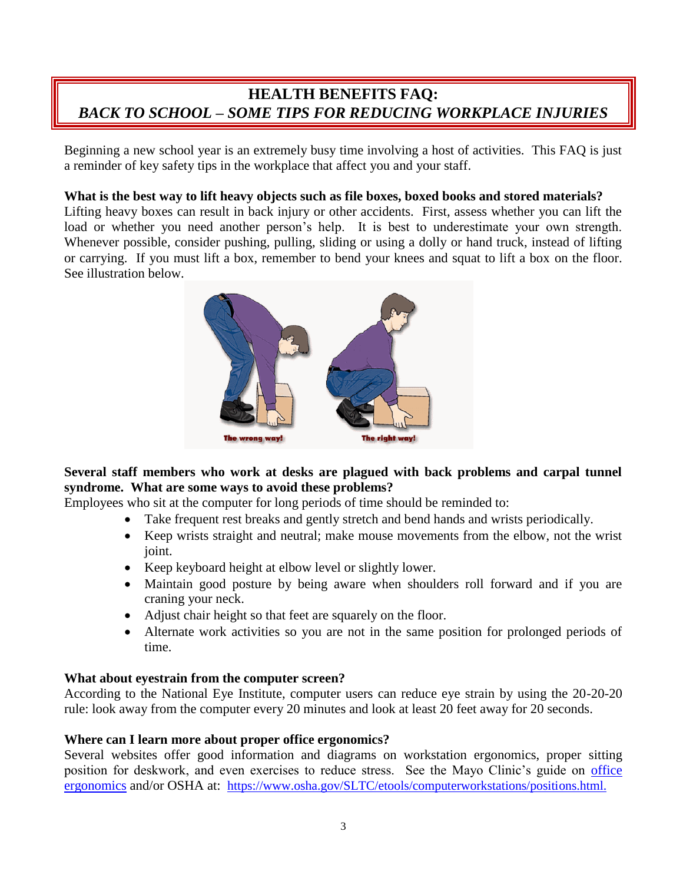# HEALTH BENEFITS FAQ:
## *BACK TO SCHOOL – SOME TIPS FOR REDUCING WORKPLACE INJURIES*

Beginning a new school year is an extremely busy time involving a host of activities. This FAQ is just a reminder of key safety tips in the workplace that affect you and your staff.

**What is the best way to lift heavy objects such as file boxes, boxed books and stored materials?**
Lifting heavy boxes can result in back injury or other accidents. First, assess whether you can lift the load or whether you need another person's help. It is best to underestimate your own strength. Whenever possible, consider pushing, pulling, sliding or using a dolly or hand truck, instead of lifting or carrying. If you must lift a box, remember to bend your knees and squat to lift a box on the floor. See illustration below.

The wrong way! The right way!

**Several staff members who work at desks are plagued with back problems and carpal tunnel syndrome. What are some ways to avoid these problems?**
Employees who sit at the computer for long periods of time should be reminded to:

- Take frequent rest breaks and gently stretch and bend hands and wrists periodically.
- Keep wrists straight and neutral; make mouse movements from the elbow, not the wrist joint.
- Keep keyboard height at elbow level or slightly lower.
- Maintain good posture by being aware when shoulders roll forward and if you are craning your neck.
- Adjust chair height so that feet are squarely on the floor.
- Alternate work activities so you are not in the same position for prolonged periods of time.

**What about eyestrain from the computer screen?**
According to the National Eye Institute, computer users can reduce eye strain by using the 20-20-20 rule: look away from the computer every 20 minutes and look at least 20 feet away for 20 seconds.

**Where can I learn more about proper office ergonomics?**
Several websites offer good information and diagrams on workstation ergonomics, proper sitting position for deskwork, and even exercises to reduce stress. See the Mayo Clinic's guide on office ergonomics and/or OSHA at: https://www.osha.gov/SLTC/etools/computerworkstations/positions.html.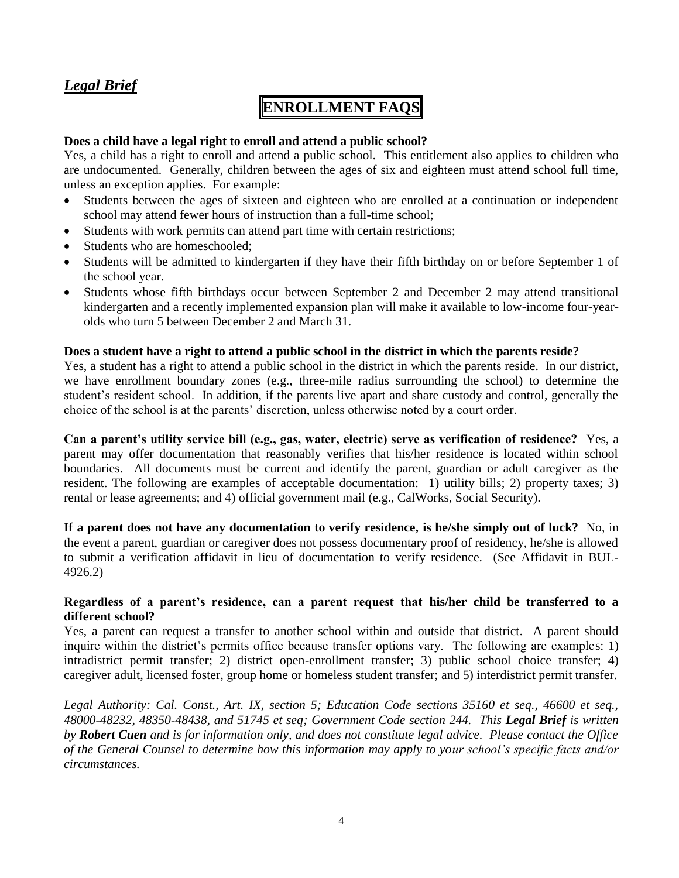***Legal Brief***

# ENROLLMENT FAQS

**Does a child have a legal right to enroll and attend a public school?**
Yes, a child has a right to enroll and attend a public school. This entitlement also applies to children who are undocumented. Generally, children between the ages of six and eighteen must attend school full time, unless an exception applies. For example:

- Students between the ages of sixteen and eighteen who are enrolled at a continuation or independent school may attend fewer hours of instruction than a full-time school;
- Students with work permits can attend part time with certain restrictions;
- Students who are homeschooled;
- Students will be admitted to kindergarten if they have their fifth birthday on or before September 1 of the school year.
- Students whose fifth birthdays occur between September 2 and December 2 may attend transitional kindergarten and a recently implemented expansion plan will make it available to low-income four-year-olds who turn 5 between December 2 and March 31.

**Does a student have a right to attend a public school in the district in which the parents reside?**
Yes, a student has a right to attend a public school in the district in which the parents reside. In our district, we have enrollment boundary zones (e.g., three-mile radius surrounding the school) to determine the student's resident school. In addition, if the parents live apart and share custody and control, generally the choice of the school is at the parents' discretion, unless otherwise noted by a court order.

**Can a parent's utility service bill (e.g., gas, water, electric) serve as verification of residence?** Yes, a parent may offer documentation that reasonably verifies that his/her residence is located within school boundaries. All documents must be current and identify the parent, guardian or adult caregiver as the resident. The following are examples of acceptable documentation: 1) utility bills; 2) property taxes; 3) rental or lease agreements; and 4) official government mail (e.g., CalWorks, Social Security).

**If a parent does not have any documentation to verify residence, is he/she simply out of luck?** No, in the event a parent, guardian or caregiver does not possess documentary proof of residency, he/she is allowed to submit a verification affidavit in lieu of documentation to verify residence. (See Affidavit in BUL-4926.2)

**Regardless of a parent's residence, can a parent request that his/her child be transferred to a different school?**
Yes, a parent can request a transfer to another school within and outside that district. A parent should inquire within the district's permits office because transfer options vary. The following are examples: 1) intradistrict permit transfer; 2) district open-enrollment transfer; 3) public school choice transfer; 4) caregiver adult, licensed foster, group home or homeless student transfer; and 5) interdistrict permit transfer.

*Legal Authority: Cal. Const., Art. IX, section 5; Education Code sections 35160 et seq., 46600 et seq., 48000-48232, 48350-48438, and 51745 et seq; Government Code section 244. This **Legal Brief** is written by **Robert Cuen** and is for information only, and does not constitute legal advice. Please contact the Office of the General Counsel to determine how this information may apply to your school's specific facts and/or circumstances.*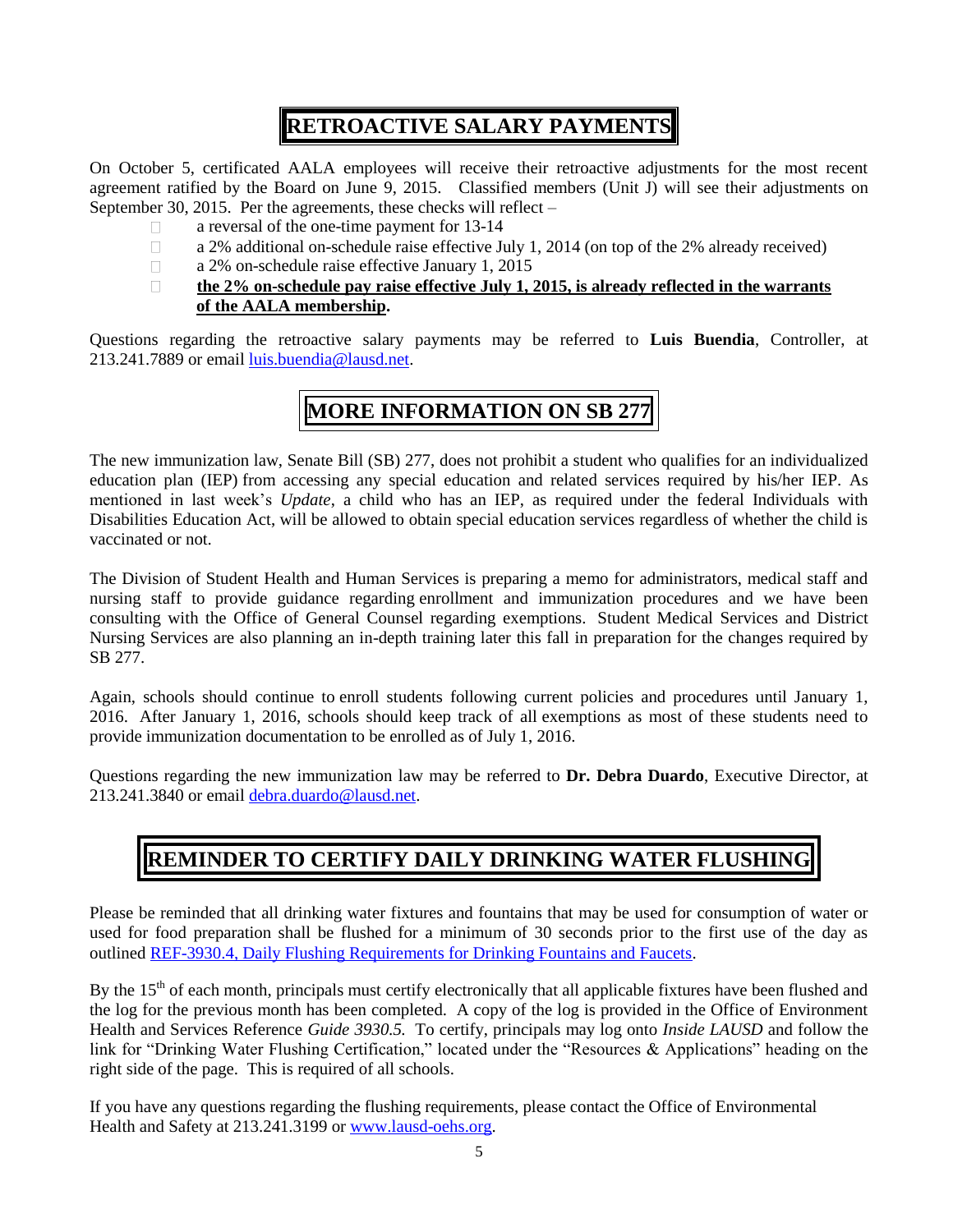## RETROACTIVE SALARY PAYMENTS

On October 5, certificated AALA employees will receive their retroactive adjustments for the most recent agreement ratified by the Board on June 9, 2015. Classified members (Unit J) will see their adjustments on September 30, 2015. Per the agreements, these checks will reflect –

- a reversal of the one-time payment for 13-14
- a 2% additional on-schedule raise effective July 1, 2014 (on top of the 2% already received)
- a 2% on-schedule raise effective January 1, 2015
- **the 2% on-schedule pay raise effective July 1, 2015, is already reflected in the warrants of the AALA membership.**

Questions regarding the retroactive salary payments may be referred to **Luis Buendia**, Controller, at 213.241.7889 or email luis.buendia@lausd.net.

## MORE INFORMATION ON SB 277

The new immunization law, Senate Bill (SB) 277, does not prohibit a student who qualifies for an individualized education plan (IEP) from accessing any special education and related services required by his/her IEP. As mentioned in last week's *Update*, a child who has an IEP, as required under the federal Individuals with Disabilities Education Act, will be allowed to obtain special education services regardless of whether the child is vaccinated or not.

The Division of Student Health and Human Services is preparing a memo for administrators, medical staff and nursing staff to provide guidance regarding enrollment and immunization procedures and we have been consulting with the Office of General Counsel regarding exemptions. Student Medical Services and District Nursing Services are also planning an in-depth training later this fall in preparation for the changes required by SB 277.

Again, schools should continue to enroll students following current policies and procedures until January 1, 2016. After January 1, 2016, schools should keep track of all exemptions as most of these students need to provide immunization documentation to be enrolled as of July 1, 2016.

Questions regarding the new immunization law may be referred to **Dr. Debra Duardo**, Executive Director, at 213.241.3840 or email debra.duardo@lausd.net.

## REMINDER TO CERTIFY DAILY DRINKING WATER FLUSHING

Please be reminded that all drinking water fixtures and fountains that may be used for consumption of water or used for food preparation shall be flushed for a minimum of 30 seconds prior to the first use of the day as outlined REF-3930.4, Daily Flushing Requirements for Drinking Fountains and Faucets.

By the 15th of each month, principals must certify electronically that all applicable fixtures have been flushed and the log for the previous month has been completed. A copy of the log is provided in the Office of Environment Health and Services Reference *Guide 3930.5.* To certify, principals may log onto *Inside LAUSD* and follow the link for "Drinking Water Flushing Certification," located under the "Resources & Applications" heading on the right side of the page. This is required of all schools.

If you have any questions regarding the flushing requirements, please contact the Office of Environmental Health and Safety at 213.241.3199 or www.lausd-oehs.org.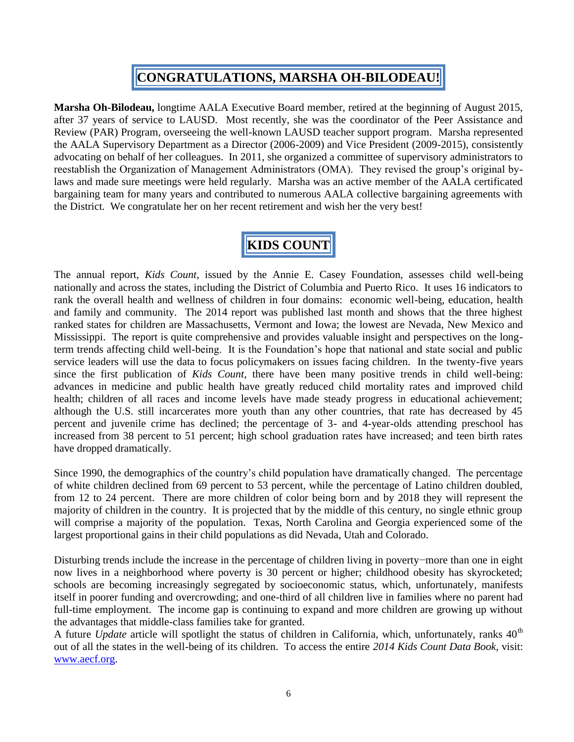## CONGRATULATIONS, MARSHA OH-BILODEAU!

**Marsha Oh-Bilodeau,** longtime AALA Executive Board member, retired at the beginning of August 2015, after 37 years of service to LAUSD. Most recently, she was the coordinator of the Peer Assistance and Review (PAR) Program, overseeing the well-known LAUSD teacher support program. Marsha represented the AALA Supervisory Department as a Director (2006-2009) and Vice President (2009-2015), consistently advocating on behalf of her colleagues. In 2011, she organized a committee of supervisory administrators to reestablish the Organization of Management Administrators (OMA). They revised the group's original by-laws and made sure meetings were held regularly. Marsha was an active member of the AALA certificated bargaining team for many years and contributed to numerous AALA collective bargaining agreements with the District. We congratulate her on her recent retirement and wish her the very best!

## KIDS COUNT

The annual report, *Kids Count*, issued by the Annie E. Casey Foundation, assesses child well-being nationally and across the states, including the District of Columbia and Puerto Rico. It uses 16 indicators to rank the overall health and wellness of children in four domains: economic well-being, education, health and family and community. The 2014 report was published last month and shows that the three highest ranked states for children are Massachusetts, Vermont and Iowa; the lowest are Nevada, New Mexico and Mississippi. The report is quite comprehensive and provides valuable insight and perspectives on the long-term trends affecting child well-being. It is the Foundation's hope that national and state social and public service leaders will use the data to focus policymakers on issues facing children. In the twenty-five years since the first publication of *Kids Count*, there have been many positive trends in child well-being: advances in medicine and public health have greatly reduced child mortality rates and improved child health; children of all races and income levels have made steady progress in educational achievement; although the U.S. still incarcerates more youth than any other countries, that rate has decreased by 45 percent and juvenile crime has declined; the percentage of 3- and 4-year-olds attending preschool has increased from 38 percent to 51 percent; high school graduation rates have increased; and teen birth rates have dropped dramatically.

Since 1990, the demographics of the country's child population have dramatically changed. The percentage of white children declined from 69 percent to 53 percent, while the percentage of Latino children doubled, from 12 to 24 percent. There are more children of color being born and by 2018 they will represent the majority of children in the country. It is projected that by the middle of this century, no single ethnic group will comprise a majority of the population. Texas, North Carolina and Georgia experienced some of the largest proportional gains in their child populations as did Nevada, Utah and Colorado.

Disturbing trends include the increase in the percentage of children living in poverty−more than one in eight now lives in a neighborhood where poverty is 30 percent or higher; childhood obesity has skyrocketed; schools are becoming increasingly segregated by socioeconomic status, which, unfortunately, manifests itself in poorer funding and overcrowding; and one-third of all children live in families where no parent had full-time employment. The income gap is continuing to expand and more children are growing up without the advantages that middle-class families take for granted.

A future *Update* article will spotlight the status of children in California, which, unfortunately, ranks 40th out of all the states in the well-being of its children. To access the entire *2014 Kids Count Data Book*, visit: www.aecf.org.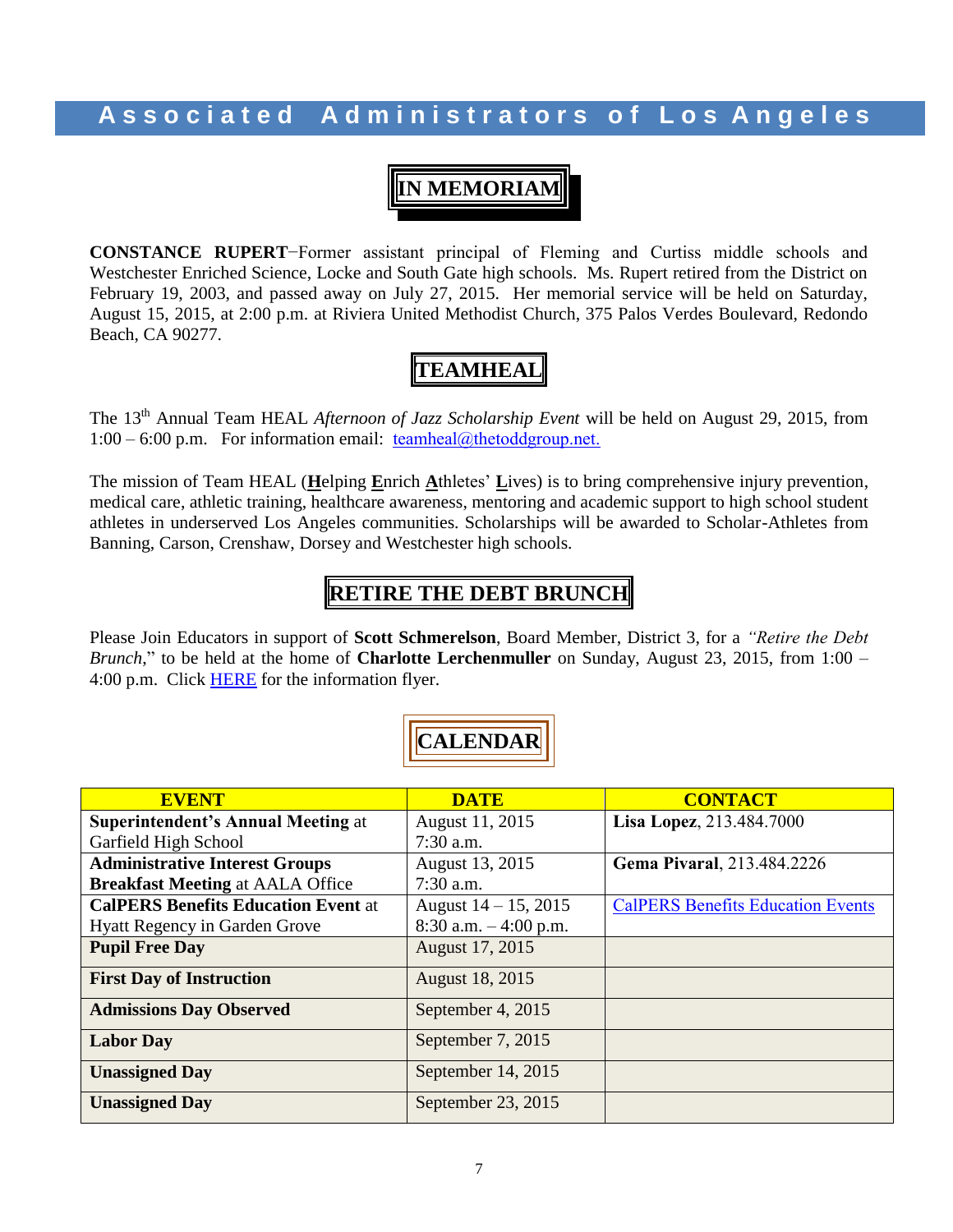# Associated Administrators of Los Angeles

## IN MEMORIAM

**CONSTANCE RUPERT**−Former assistant principal of Fleming and Curtiss middle schools and Westchester Enriched Science, Locke and South Gate high schools. Ms. Rupert retired from the District on February 19, 2003, and passed away on July 27, 2015. Her memorial service will be held on Saturday, August 15, 2015, at 2:00 p.m. at Riviera United Methodist Church, 375 Palos Verdes Boulevard, Redondo Beach, CA 90277.

## TEAMHEAL

The 13th Annual Team HEAL *Afternoon of Jazz Scholarship Event* will be held on August 29, 2015, from 1:00 – 6:00 p.m. For information email: teamheal@thetoddgroup.net.

The mission of Team HEAL (**H**elping **E**nrich **A**thletes' **L**ives) is to bring comprehensive injury prevention, medical care, athletic training, healthcare awareness, mentoring and academic support to high school student athletes in underserved Los Angeles communities. Scholarships will be awarded to Scholar-Athletes from Banning, Carson, Crenshaw, Dorsey and Westchester high schools.

## RETIRE THE DEBT BRUNCH

Please Join Educators in support of **Scott Schmerelson**, Board Member, District 3, for a *"Retire the Debt Brunch,"* to be held at the home of **Charlotte Lerchenmuller** on Sunday, August 23, 2015, from 1:00 – 4:00 p.m. Click HERE for the information flyer.

## CALENDAR

| EVENT | DATE | CONTACT |
|---|---|---|
| **Superintendent's Annual Meeting** at Garfield High School | August 11, 2015 7:30 a.m. | **Lisa Lopez**, 213.484.7000 |
| **Administrative Interest Groups Breakfast Meeting** at AALA Office | August 13, 2015 7:30 a.m. | **Gema Pivaral**, 213.484.2226 |
| **CalPERS Benefits Education Event** at Hyatt Regency in Garden Grove | August 14 – 15, 2015 8:30 a.m. – 4:00 p.m. | CalPERS Benefits Education Events |
| **Pupil Free Day** | August 17, 2015 | |
| **First Day of Instruction** | August 18, 2015 | |
| **Admissions Day Observed** | September 4, 2015 | |
| **Labor Day** | September 7, 2015 | |
| **Unassigned Day** | September 14, 2015 | |
| **Unassigned Day** | September 23, 2015 | |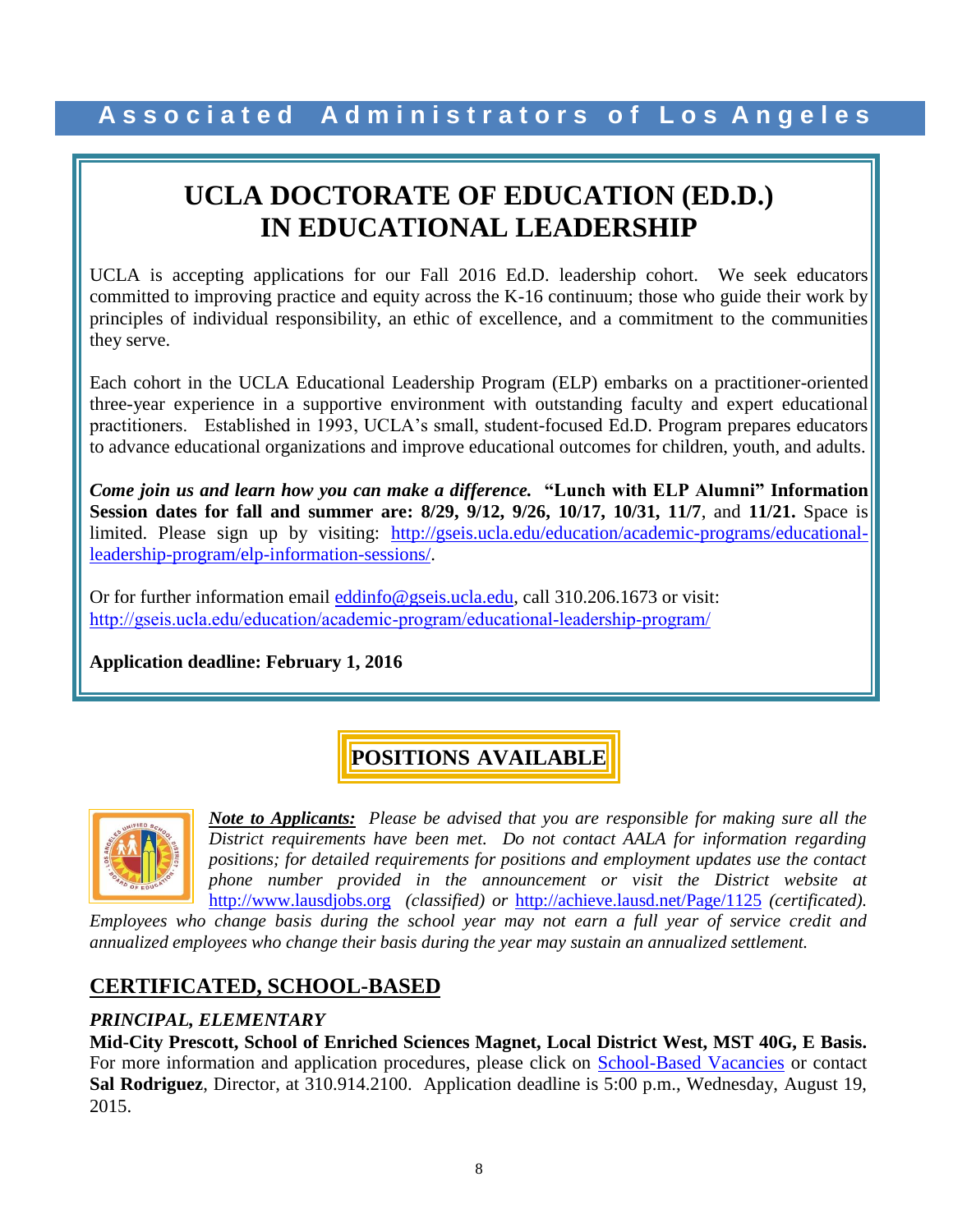# UCLA DOCTORATE OF EDUCATION (ED.D.) IN EDUCATIONAL LEADERSHIP

UCLA is accepting applications for our Fall 2016 Ed.D. leadership cohort. We seek educators committed to improving practice and equity across the K-16 continuum; those who guide their work by principles of individual responsibility, an ethic of excellence, and a commitment to the communities they serve.

Each cohort in the UCLA Educational Leadership Program (ELP) embarks on a practitioner-oriented three-year experience in a supportive environment with outstanding faculty and expert educational practitioners. Established in 1993, UCLA's small, student-focused Ed.D. Program prepares educators to advance educational organizations and improve educational outcomes for children, youth, and adults.

***Come join us and learn how you can make a difference.*** **"Lunch with ELP Alumni" Information Session dates for fall and summer are: 8/29, 9/12, 9/26, 10/17, 10/31, 11/7**, and **11/21.** Space is limited. Please sign up by visiting: http://gseis.ucla.edu/education/academic-programs/educational-leadership-program/elp-information-sessions/.

Or for further information email eddinfo@gseis.ucla.edu, call 310.206.1673 or visit: http://gseis.ucla.edu/education/academic-program/educational-leadership-program/

**Application deadline: February 1, 2016**

## POSITIONS AVAILABLE

***Note to Applicants:*** *Please be advised that you are responsible for making sure all the District requirements have been met. Do not contact AALA for information regarding positions; for detailed requirements for positions and employment updates use the contact phone number provided in the announcement or visit the District website at* http://www.lausdjobs.org *(classified) or* http://achieve.lausd.net/Page/1125 *(certificated). Employees who change basis during the school year may not earn a full year of service credit and annualized employees who change their basis during the year may sustain an annualized settlement.*

## CERTIFICATED, SCHOOL-BASED

### *PRINCIPAL, ELEMENTARY*

**Mid-City Prescott, School of Enriched Sciences Magnet, Local District West, MST 40G, E Basis.** For more information and application procedures, please click on School-Based Vacancies or contact **Sal Rodriguez**, Director, at 310.914.2100. Application deadline is 5:00 p.m., Wednesday, August 19, 2015.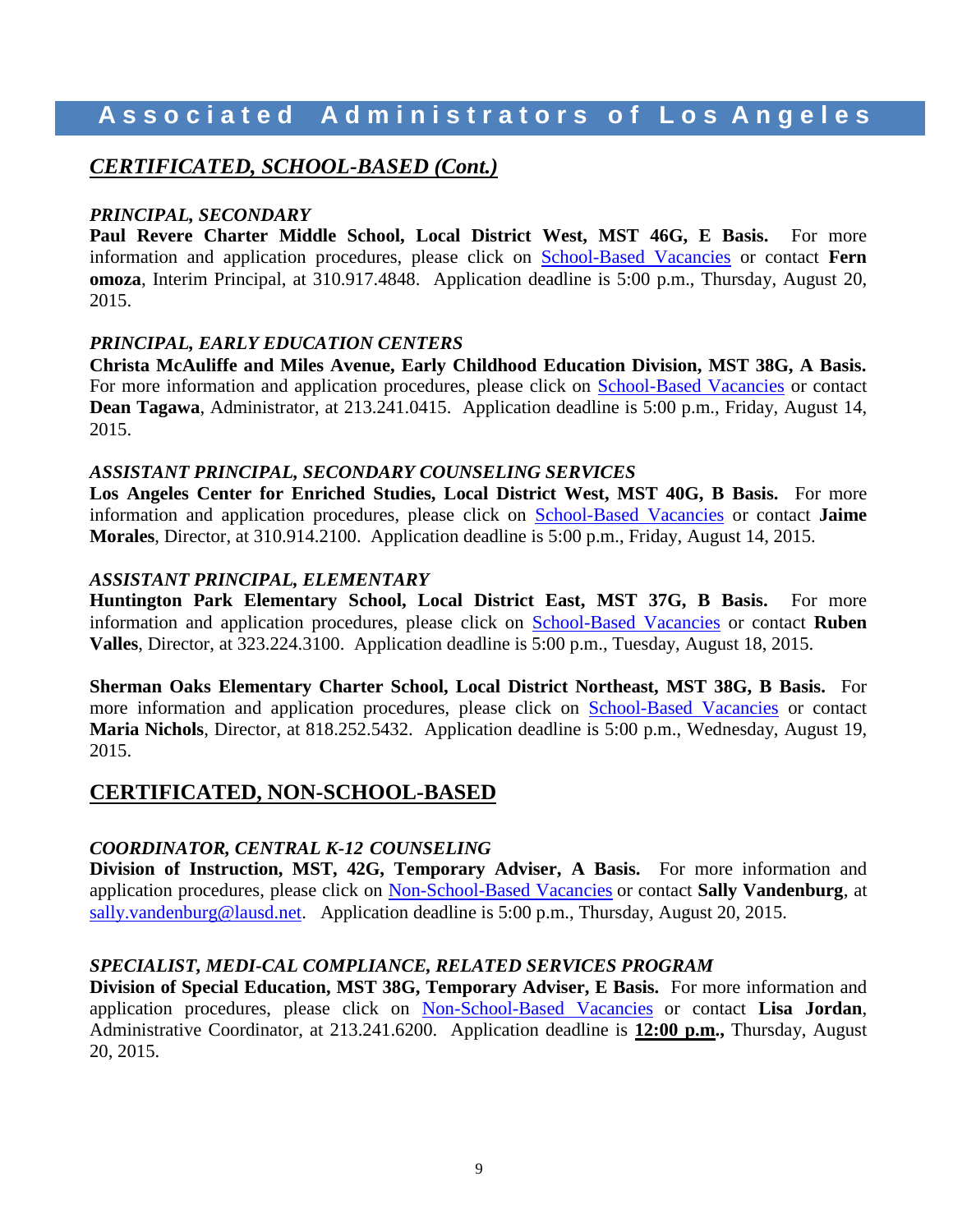# Associated Administrators of Los Angeles

## *CERTIFICATED, SCHOOL-BASED (Cont.)*

### *PRINCIPAL, SECONDARY*

**Paul Revere Charter Middle School, Local District West, MST 46G, E Basis.** For more information and application procedures, please click on School-Based Vacancies or contact **Fern omoza**, Interim Principal, at 310.917.4848. Application deadline is 5:00 p.m., Thursday, August 20, 2015.

### *PRINCIPAL, EARLY EDUCATION CENTERS*

**Christa McAuliffe and Miles Avenue, Early Childhood Education Division, MST 38G, A Basis.** For more information and application procedures, please click on School-Based Vacancies or contact **Dean Tagawa**, Administrator, at 213.241.0415. Application deadline is 5:00 p.m., Friday, August 14, 2015.

### *ASSISTANT PRINCIPAL, SECONDARY COUNSELING SERVICES*

**Los Angeles Center for Enriched Studies, Local District West, MST 40G, B Basis.** For more information and application procedures, please click on School-Based Vacancies or contact **Jaime Morales**, Director, at 310.914.2100. Application deadline is 5:00 p.m., Friday, August 14, 2015.

### *ASSISTANT PRINCIPAL, ELEMENTARY*

**Huntington Park Elementary School, Local District East, MST 37G, B Basis.** For more information and application procedures, please click on School-Based Vacancies or contact **Ruben Valles**, Director, at 323.224.3100. Application deadline is 5:00 p.m., Tuesday, August 18, 2015.

**Sherman Oaks Elementary Charter School, Local District Northeast, MST 38G, B Basis.** For more information and application procedures, please click on School-Based Vacancies or contact **Maria Nichols**, Director, at 818.252.5432. Application deadline is 5:00 p.m., Wednesday, August 19, 2015.

## CERTIFICATED, NON-SCHOOL-BASED

### *COORDINATOR, CENTRAL K-12 COUNSELING*

**Division of Instruction, MST, 42G, Temporary Adviser, A Basis.** For more information and application procedures, please click on Non-School-Based Vacancies or contact **Sally Vandenburg**, at sally.vandenburg@lausd.net. Application deadline is 5:00 p.m., Thursday, August 20, 2015.

### *SPECIALIST, MEDI-CAL COMPLIANCE, RELATED SERVICES PROGRAM*

**Division of Special Education, MST 38G, Temporary Adviser, E Basis.** For more information and application procedures, please click on Non-School-Based Vacancies or contact **Lisa Jordan**, Administrative Coordinator, at 213.241.6200. Application deadline is **12:00 p.m.,** Thursday, August 20, 2015.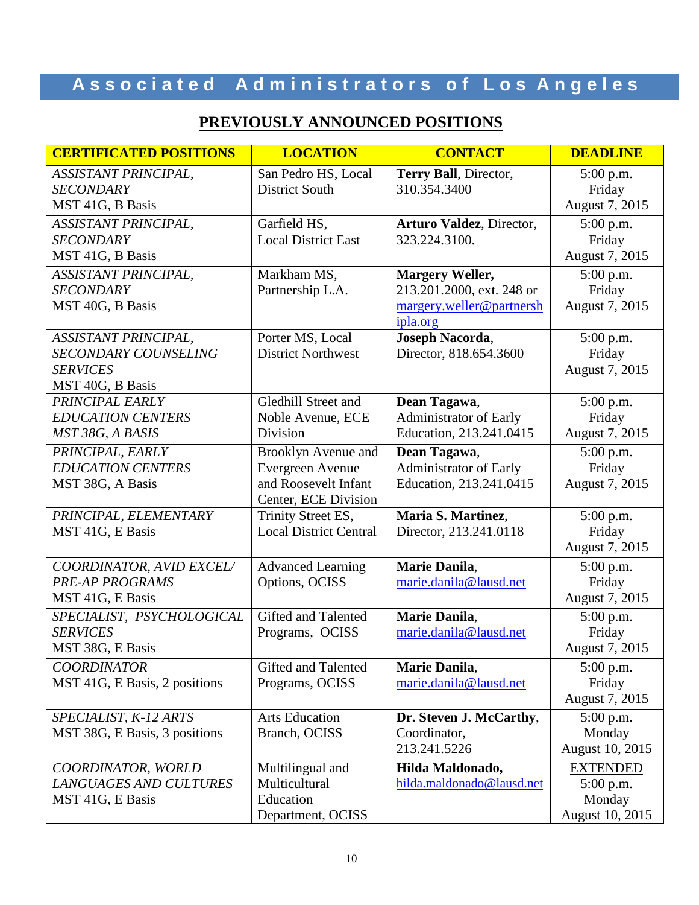# Associated Administrators of Los Angeles

## PREVIOUSLY ANNOUNCED POSITIONS

| CERTIFICATED POSITIONS | LOCATION | CONTACT | DEADLINE |
|---|---|---|---|
| *ASSISTANT PRINCIPAL, SECONDARY* MST 41G, B Basis | San Pedro HS, Local District South | **Terry Ball**, Director, 310.354.3400 | 5:00 p.m. Friday August 7, 2015 |
| *ASSISTANT PRINCIPAL, SECONDARY* MST 41G, B Basis | Garfield HS, Local District East | **Arturo Valdez**, Director, 323.224.3100. | 5:00 p.m. Friday August 7, 2015 |
| *ASSISTANT PRINCIPAL, SECONDARY* MST 40G, B Basis | Markham MS, Partnership L.A. | **Margery Weller,** 213.201.2000, ext. 248 or margery.weller@partnershipla.org | 5:00 p.m. Friday August 7, 2015 |
| *ASSISTANT PRINCIPAL, SECONDARY COUNSELING SERVICES* MST 40G, B Basis | Porter MS, Local District Northwest | **Joseph Nacorda**, Director, 818.654.3600 | 5:00 p.m. Friday August 7, 2015 |
| *PRINCIPAL EARLY EDUCATION CENTERS MST 38G, A BASIS* | Gledhill Street and Noble Avenue, ECE Division | **Dean Tagawa**, Administrator of Early Education, 213.241.0415 | 5:00 p.m. Friday August 7, 2015 |
| *PRINCIPAL, EARLY EDUCATION CENTERS* MST 38G, A Basis | Brooklyn Avenue and Evergreen Avenue and Roosevelt Infant Center, ECE Division | **Dean Tagawa**, Administrator of Early Education, 213.241.0415 | 5:00 p.m. Friday August 7, 2015 |
| *PRINCIPAL, ELEMENTARY* MST 41G, E Basis | Trinity Street ES, Local District Central | **Maria S. Martinez**, Director, 213.241.0118 | 5:00 p.m. Friday August 7, 2015 |
| *COORDINATOR, AVID EXCEL/ PRE-AP PROGRAMS* MST 41G, E Basis | Advanced Learning Options, OCISS | **Marie Danila**, marie.danila@lausd.net | 5:00 p.m. Friday August 7, 2015 |
| *SPECIALIST, PSYCHOLOGICAL SERVICES* MST 38G, E Basis | Gifted and Talented Programs, OCISS | **Marie Danila**, marie.danila@lausd.net | 5:00 p.m. Friday August 7, 2015 |
| *COORDINATOR* MST 41G, E Basis, 2 positions | Gifted and Talented Programs, OCISS | **Marie Danila**, marie.danila@lausd.net | 5:00 p.m. Friday August 7, 2015 |
| *SPECIALIST, K-12 ARTS* MST 38G, E Basis, 3 positions | Arts Education Branch, OCISS | **Dr. Steven J. McCarthy**, Coordinator, 213.241.5226 | 5:00 p.m. Monday August 10, 2015 |
| *COORDINATOR, WORLD LANGUAGES AND CULTURES* MST 41G, E Basis | Multilingual and Multicultural Education Department, OCISS | **Hilda Maldonado,** hilda.maldonado@lausd.net | EXTENDED 5:00 p.m. Monday August 10, 2015 |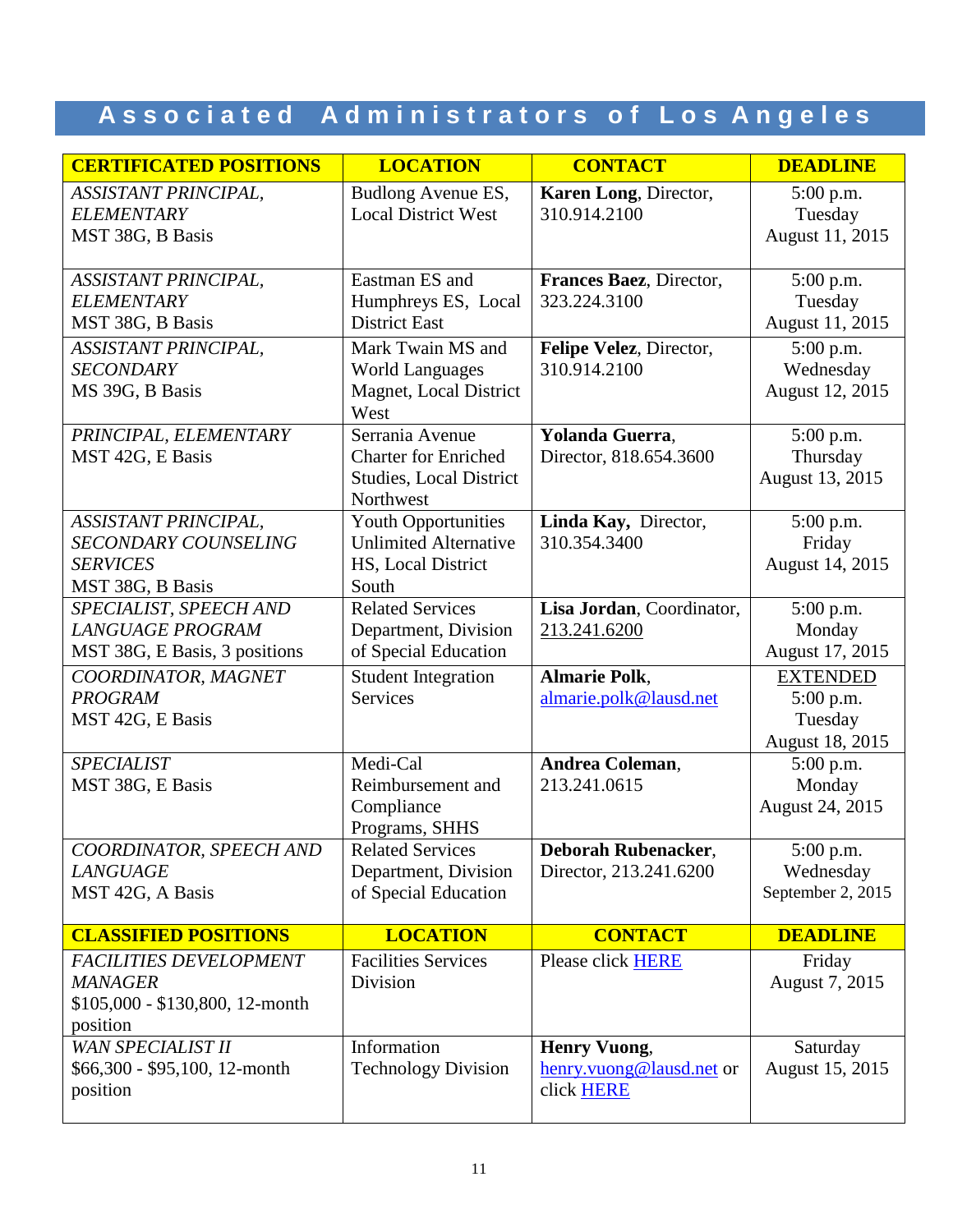# Associated Administrators of Los Angeles

| CERTIFICATED POSITIONS | LOCATION | CONTACT | DEADLINE |
|---|---|---|---|
| *ASSISTANT PRINCIPAL, ELEMENTARY* MST 38G, B Basis | Budlong Avenue ES, Local District West | **Karen Long**, Director, 310.914.2100 | 5:00 p.m. Tuesday August 11, 2015 |
| *ASSISTANT PRINCIPAL, ELEMENTARY* MST 38G, B Basis | Eastman ES and Humphreys ES, Local District East | **Frances Baez**, Director, 323.224.3100 | 5:00 p.m. Tuesday August 11, 2015 |
| *ASSISTANT PRINCIPAL, SECONDARY* MS 39G, B Basis | Mark Twain MS and World Languages Magnet, Local District West | **Felipe Velez**, Director, 310.914.2100 | 5:00 p.m. Wednesday August 12, 2015 |
| *PRINCIPAL, ELEMENTARY* MST 42G, E Basis | Serrania Avenue Charter for Enriched Studies, Local District Northwest | **Yolanda Guerra**, Director, 818.654.3600 | 5:00 p.m. Thursday August 13, 2015 |
| *ASSISTANT PRINCIPAL, SECONDARY COUNSELING SERVICES* MST 38G, B Basis | Youth Opportunities Unlimited Alternative HS, Local District South | **Linda Kay**, Director, 310.354.3400 | 5:00 p.m. Friday August 14, 2015 |
| *SPECIALIST, SPEECH AND LANGUAGE PROGRAM* MST 38G, E Basis, 3 positions | Related Services Department, Division of Special Education | **Lisa Jordan**, Coordinator, 213.241.6200 | 5:00 p.m. Monday August 17, 2015 |
| *COORDINATOR, MAGNET PROGRAM* MST 42G, E Basis | Student Integration Services | **Almarie Polk**, almarie.polk@lausd.net | EXTENDED 5:00 p.m. Tuesday August 18, 2015 |
| *SPECIALIST* MST 38G, E Basis | Medi-Cal Reimbursement and Compliance Programs, SHHS | **Andrea Coleman**, 213.241.0615 | 5:00 p.m. Monday August 24, 2015 |
| *COORDINATOR, SPEECH AND LANGUAGE* MST 42G, A Basis | Related Services Department, Division of Special Education | **Deborah Rubenacker**, Director, 213.241.6200 | 5:00 p.m. Wednesday September 2, 2015 |
| **CLASSIFIED POSITIONS** | **LOCATION** | **CONTACT** | **DEADLINE** |
| *FACILITIES DEVELOPMENT MANAGER* $105,000 - $130,800, 12-month position | Facilities Services Division | Please click HERE | Friday August 7, 2015 |
| *WAN SPECIALIST II* $66,300 - $95,100, 12-month position | Information Technology Division | **Henry Vuong**, henry.vuong@lausd.net or click HERE | Saturday August 15, 2015 |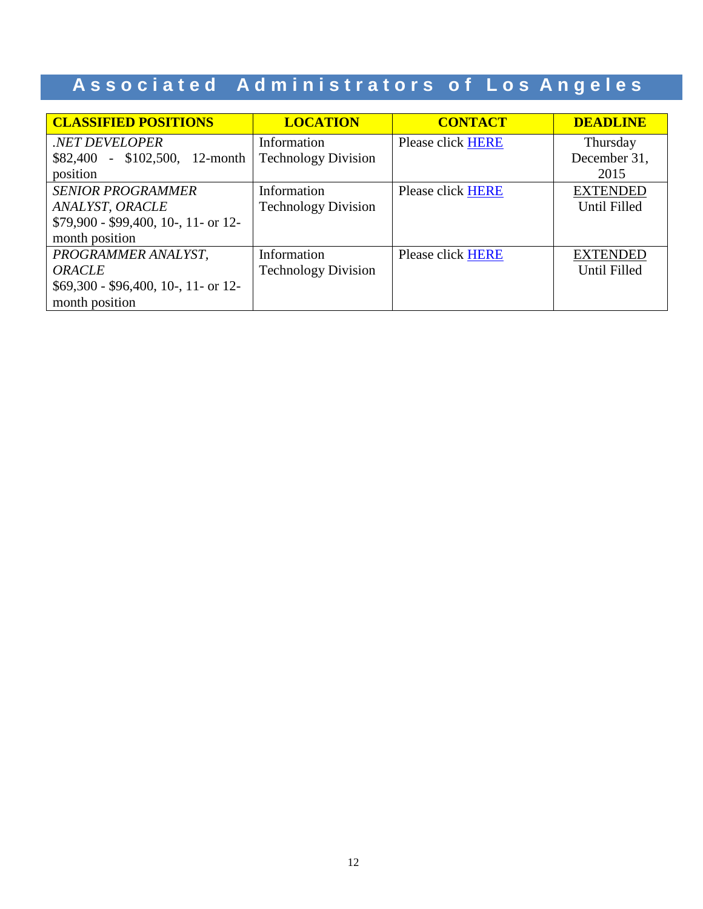# Associated Administrators of Los Angeles

| **CLASSIFIED POSITIONS** | **LOCATION** | **CONTACT** | **DEADLINE** |
| --- | --- | --- | --- |
| *.NET DEVELOPER* $82,400 - $102,500, 12-month position | Information Technology Division | Please click HERE | Thursday December 31, 2015 |
| *SENIOR PROGRAMMER ANALYST, ORACLE* $79,900 - $99,400, 10-, 11- or 12-month position | Information Technology Division | Please click HERE | EXTENDED Until Filled |
| *PROGRAMMER ANALYST, ORACLE* $69,300 - $96,400, 10-, 11- or 12-month position | Information Technology Division | Please click HERE | EXTENDED Until Filled |